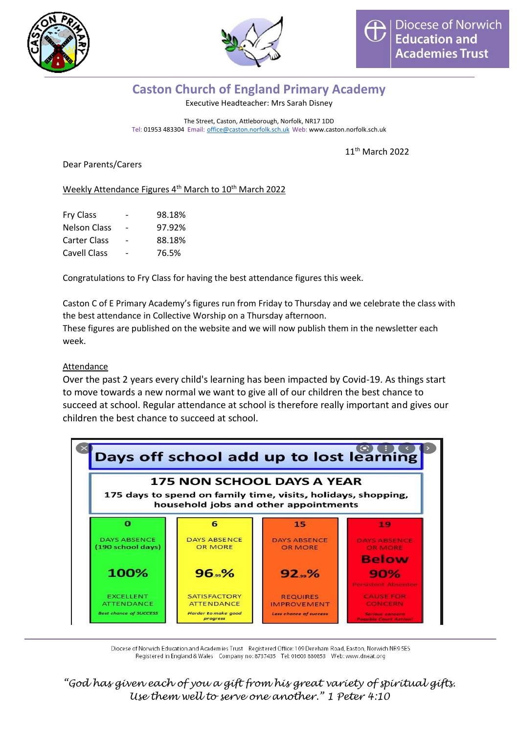Diocese of Norwich Education and Academies Trust

# Caston Church of England Primary Academy

Executive Headteacher: Mrs Sarah Disney

The Street, Caston, Attleborough, Norfolk, NR17 1DD
Tel: 01953 483304 Email: office@caston.norfolk.sch.uk Web: www.caston.norfolk.sch.uk

11th March 2022

Dear Parents/Carers

Weekly Attendance Figures 4th March to 10th March 2022

| | | |
|---|---|---|
| Fry Class | - | 98.18% |
| Nelson Class | - | 97.92% |
| Carter Class | - | 88.18% |
| Cavell Class | - | 76.5% |

Congratulations to Fry Class for having the best attendance figures this week.

Caston C of E Primary Academy's figures run from Friday to Thursday and we celebrate the class with the best attendance in Collective Worship on a Thursday afternoon.
These figures are published on the website and we will now publish them in the newsletter each week.

## Attendance

Over the past 2 years every child's learning has been impacted by Covid-19. As things start to move towards a new normal we want to give all of our children the best chance to succeed at school. Regular attendance at school is therefore really important and gives our children the best chance to succeed at school.

**Days off school add up to lost learning**

**175 NON SCHOOL DAYS A YEAR**

**175 days to spend on family time, visits, holidays, shopping, household jobs and other appointments**

| 0 | 6 | 15 | 19 |
|---|---|---|---|
| DAYS ABSENCE (190 school days) | DAYS ABSENCE OR MORE | DAYS ABSENCE OR MORE | DAYS ABSENCE OR MORE |
| 100% | 96.99% | 92.99% | Below 90% Persistent Absentee |
| EXCELLENT ATTENDANCE | SATISFACTORY ATTENDANCE | REQUIRES IMPROVEMENT | CAUSE FOR CONCERN |
| *Best chance of SUCCESS* | *Harder to make good progress* | *Less chance of success* | *Serious concern Possible Court Action!* |

Diocese of Norwich Education and Academies Trust Registered Office: 109 Dereham Road, Easton, Norwich NR9 5ES
Registered in England & Wales Company no: 8737435 Tel: 01603 880853 Web: www.dneat.org

*"God has given each of you a gift from his great variety of spiritual gifts. Use them well to serve one another." 1 Peter 4:10*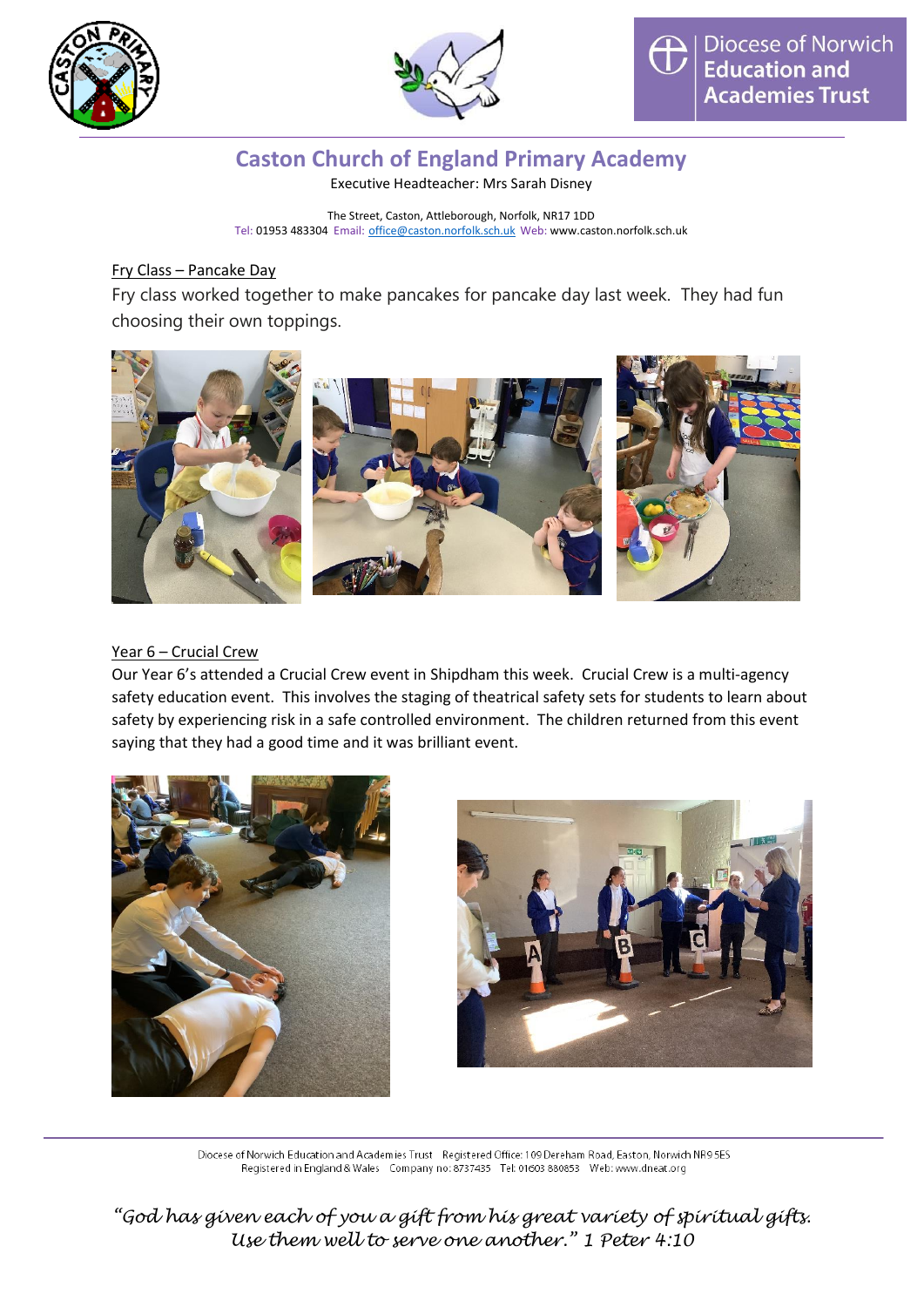# Caston Church of England Primary Academy

Executive Headteacher: Mrs Sarah Disney

The Street, Caston, Attleborough, Norfolk, NR17 1DD
Tel: 01953 483304 Email: office@caston.norfolk.sch.uk Web: www.caston.norfolk.sch.uk

## Fry Class – Pancake Day

Fry class worked together to make pancakes for pancake day last week. They had fun choosing their own toppings.

## Year 6 – Crucial Crew

Our Year 6's attended a Crucial Crew event in Shipdham this week. Crucial Crew is a multi-agency safety education event. This involves the staging of theatrical safety sets for students to learn about safety by experiencing risk in a safe controlled environment. The children returned from this event saying that they had a good time and it was brilliant event.

Diocese of Norwich Education and Academies Trust Registered Office: 109 Dereham Road, Easton, Norwich NR9 5ES
Registered in England & Wales Company no: 8737435 Tel: 01603 880853 Web: www.dneat.org

*"God has given each of you a gift from his great variety of spiritual gifts. Use them well to serve one another." 1 Peter 4:10*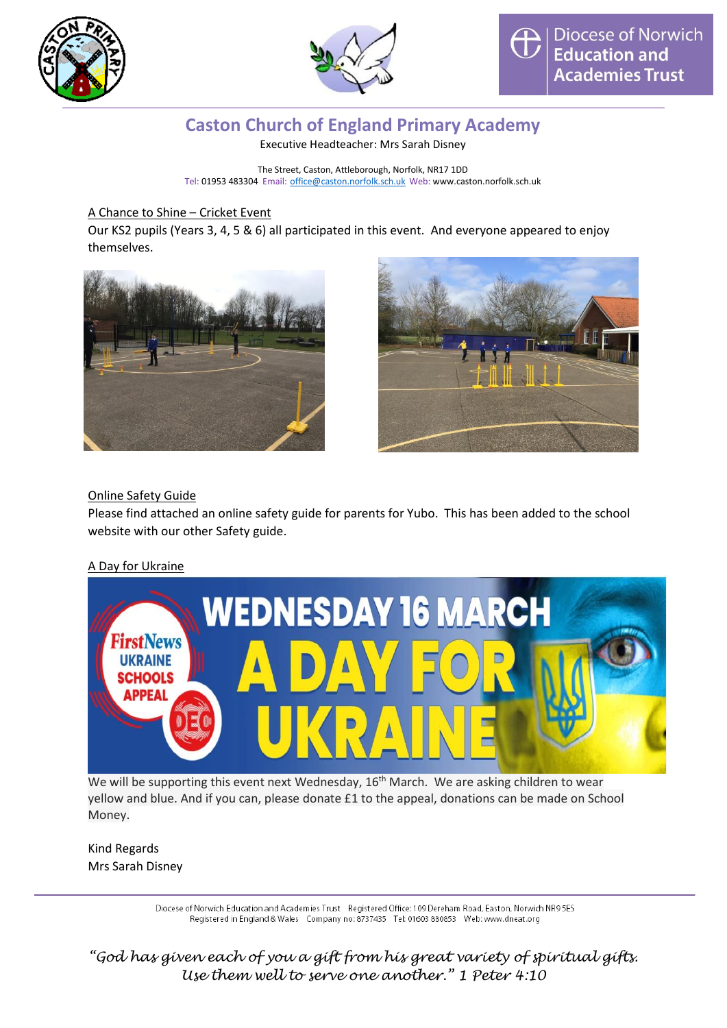# Caston Church of England Primary Academy

Executive Headteacher: Mrs Sarah Disney

The Street, Caston, Attleborough, Norfolk, NR17 1DD
Tel: 01953 483304 Email: office@caston.norfolk.sch.uk Web: www.caston.norfolk.sch.uk

## A Chance to Shine – Cricket Event

Our KS2 pupils (Years 3, 4, 5 & 6) all participated in this event. And everyone appeared to enjoy themselves.

## Online Safety Guide

Please find attached an online safety guide for parents for Yubo. This has been added to the school website with our other Safety guide.

## A Day for Ukraine

We will be supporting this event next Wednesday, 16th March. We are asking children to wear yellow and blue. And if you can, please donate £1 to the appeal, donations can be made on School Money.

Kind Regards
Mrs Sarah Disney

Diocese of Norwich Education and Academies Trust Registered Office: 109 Dereham Road, Easton, Norwich NR9 5ES
Registered in England & Wales Company no: 8737435 Tel: 01603 880853 Web: www.dneat.org

*"God has given each of you a gift from his great variety of spiritual gifts. Use them well to serve one another." 1 Peter 4:10*